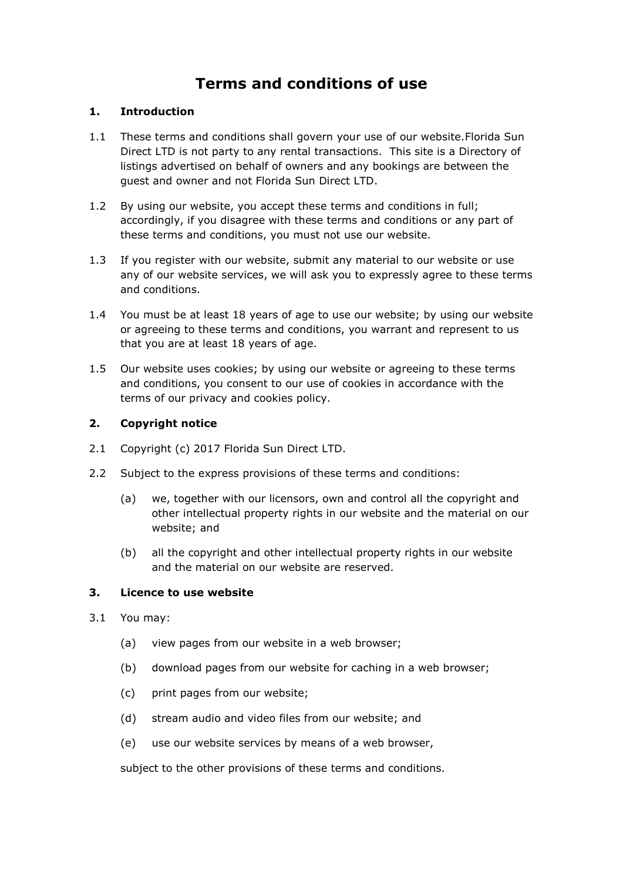# Terms and conditions of use

## 1. Introduction

1.1 These terms and conditions shall govern your use of our website.Florida Sun Direct LTD is not party to any rental transactions. This site is a Directory of listings advertised on behalf of owners and any bookings are between the guest and owner and not Florida Sun Direct LTD.

1.2 By using our website, you accept these terms and conditions in full; accordingly, if you disagree with these terms and conditions or any part of these terms and conditions, you must not use our website.

1.3 If you register with our website, submit any material to our website or use any of our website services, we will ask you to expressly agree to these terms and conditions.

1.4 You must be at least 18 years of age to use our website; by using our website or agreeing to these terms and conditions, you warrant and represent to us that you are at least 18 years of age.

1.5 Our website uses cookies; by using our website or agreeing to these terms and conditions, you consent to our use of cookies in accordance with the terms of our privacy and cookies policy.

## 2. Copyright notice

2.1 Copyright (c) 2017 Florida Sun Direct LTD.

2.2 Subject to the express provisions of these terms and conditions:

(a) we, together with our licensors, own and control all the copyright and other intellectual property rights in our website and the material on our website; and

(b) all the copyright and other intellectual property rights in our website and the material on our website are reserved.

## 3. Licence to use website

3.1 You may:

(a) view pages from our website in a web browser;

(b) download pages from our website for caching in a web browser;

(c) print pages from our website;

(d) stream audio and video files from our website; and

(e) use our website services by means of a web browser,

subject to the other provisions of these terms and conditions.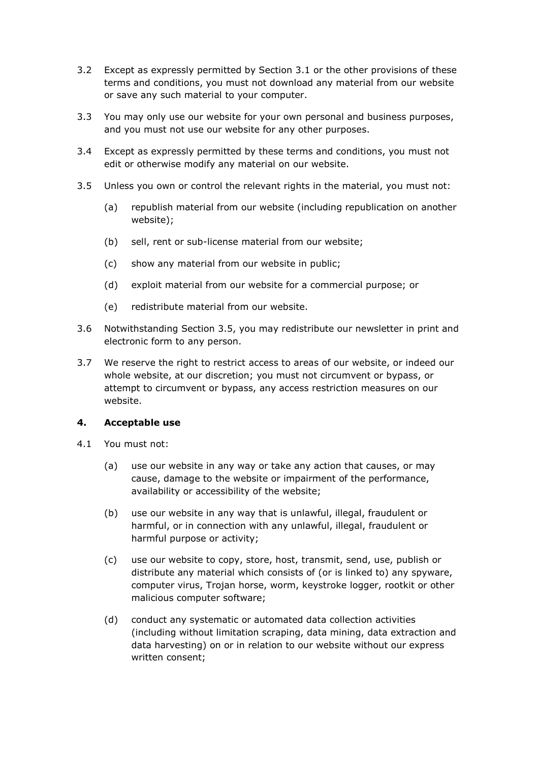3.2 Except as expressly permitted by Section 3.1 or the other provisions of these terms and conditions, you must not download any material from our website or save any such material to your computer.

3.3 You may only use our website for your own personal and business purposes, and you must not use our website for any other purposes.

3.4 Except as expressly permitted by these terms and conditions, you must not edit or otherwise modify any material on our website.

3.5 Unless you own or control the relevant rights in the material, you must not:

(a) republish material from our website (including republication on another website);

(b) sell, rent or sub-license material from our website;

(c) show any material from our website in public;

(d) exploit material from our website for a commercial purpose; or

(e) redistribute material from our website.

3.6 Notwithstanding Section 3.5, you may redistribute our newsletter in print and electronic form to any person.

3.7 We reserve the right to restrict access to areas of our website, or indeed our whole website, at our discretion; you must not circumvent or bypass, or attempt to circumvent or bypass, any access restriction measures on our website.

## 4. Acceptable use

4.1 You must not:

(a) use our website in any way or take any action that causes, or may cause, damage to the website or impairment of the performance, availability or accessibility of the website;

(b) use our website in any way that is unlawful, illegal, fraudulent or harmful, or in connection with any unlawful, illegal, fraudulent or harmful purpose or activity;

(c) use our website to copy, store, host, transmit, send, use, publish or distribute any material which consists of (or is linked to) any spyware, computer virus, Trojan horse, worm, keystroke logger, rootkit or other malicious computer software;

(d) conduct any systematic or automated data collection activities (including without limitation scraping, data mining, data extraction and data harvesting) on or in relation to our website without our express written consent;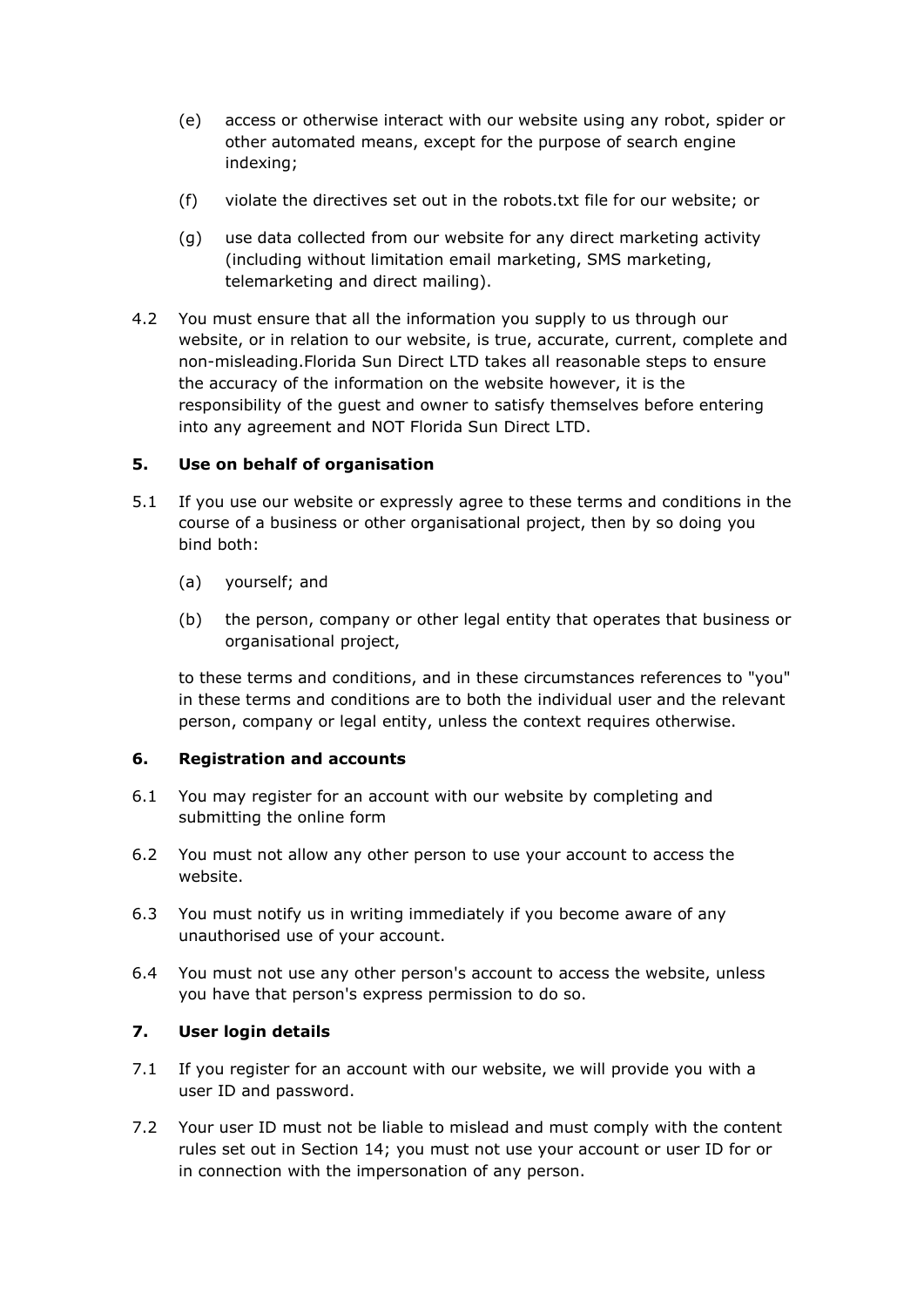(e) access or otherwise interact with our website using any robot, spider or other automated means, except for the purpose of search engine indexing;

(f) violate the directives set out in the robots.txt file for our website; or

(g) use data collected from our website for any direct marketing activity (including without limitation email marketing, SMS marketing, telemarketing and direct mailing).

4.2 You must ensure that all the information you supply to us through our website, or in relation to our website, is true, accurate, current, complete and non-misleading.Florida Sun Direct LTD takes all reasonable steps to ensure the accuracy of the information on the website however, it is the responsibility of the guest and owner to satisfy themselves before entering into any agreement and NOT Florida Sun Direct LTD.

**5. Use on behalf of organisation**

5.1 If you use our website or expressly agree to these terms and conditions in the course of a business or other organisational project, then by so doing you bind both:

(a) yourself; and

(b) the person, company or other legal entity that operates that business or organisational project,

to these terms and conditions, and in these circumstances references to "you" in these terms and conditions are to both the individual user and the relevant person, company or legal entity, unless the context requires otherwise.

**6. Registration and accounts**

6.1 You may register for an account with our website by completing and submitting the online form

6.2 You must not allow any other person to use your account to access the website.

6.3 You must notify us in writing immediately if you become aware of any unauthorised use of your account.

6.4 You must not use any other person's account to access the website, unless you have that person's express permission to do so.

**7. User login details**

7.1 If you register for an account with our website, we will provide you with a user ID and password.

7.2 Your user ID must not be liable to mislead and must comply with the content rules set out in Section 14; you must not use your account or user ID for or in connection with the impersonation of any person.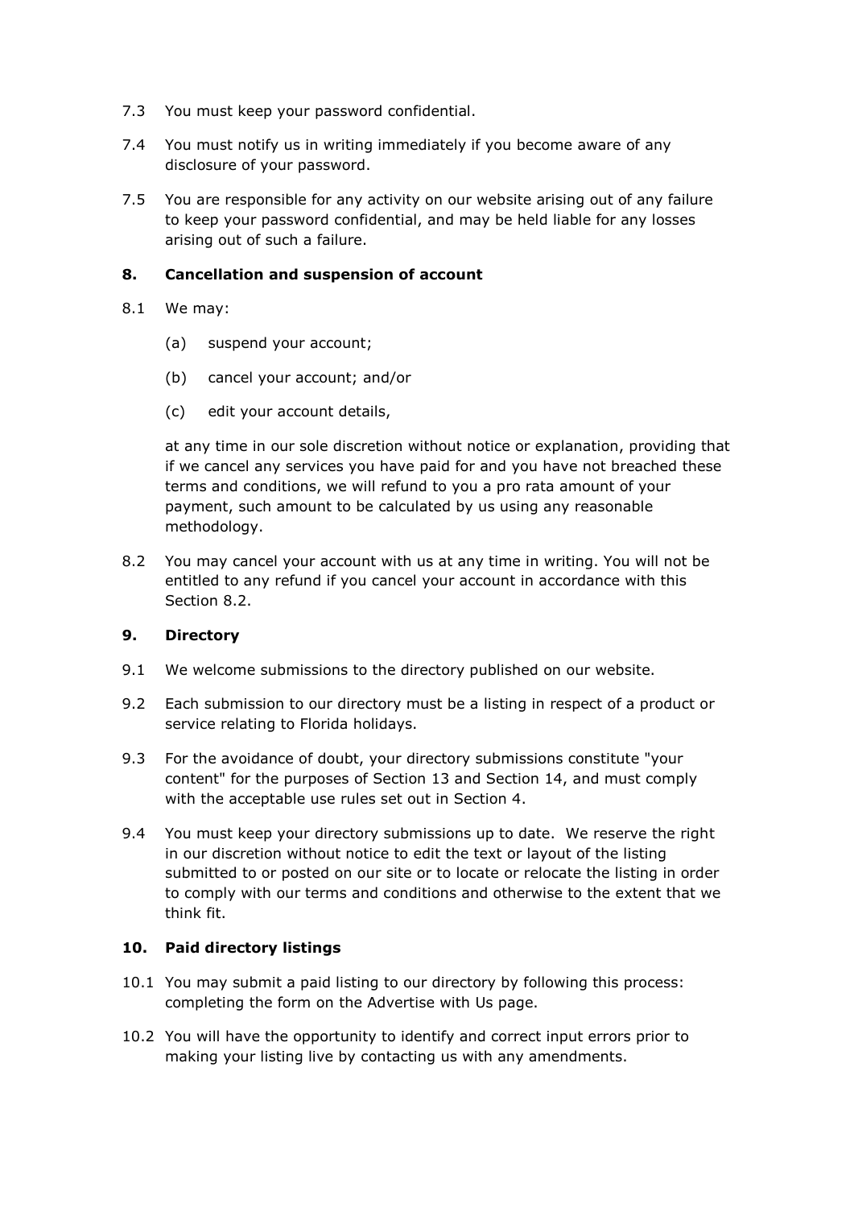7.3 You must keep your password confidential.

7.4 You must notify us in writing immediately if you become aware of any disclosure of your password.

7.5 You are responsible for any activity on our website arising out of any failure to keep your password confidential, and may be held liable for any losses arising out of such a failure.

## 8. Cancellation and suspension of account

8.1 We may:

(a) suspend your account;

(b) cancel your account; and/or

(c) edit your account details,

at any time in our sole discretion without notice or explanation, providing that if we cancel any services you have paid for and you have not breached these terms and conditions, we will refund to you a pro rata amount of your payment, such amount to be calculated by us using any reasonable methodology.

8.2 You may cancel your account with us at any time in writing. You will not be entitled to any refund if you cancel your account in accordance with this Section 8.2.

## 9. Directory

9.1 We welcome submissions to the directory published on our website.

9.2 Each submission to our directory must be a listing in respect of a product or service relating to Florida holidays.

9.3 For the avoidance of doubt, your directory submissions constitute "your content" for the purposes of Section 13 and Section 14, and must comply with the acceptable use rules set out in Section 4.

9.4 You must keep your directory submissions up to date. We reserve the right in our discretion without notice to edit the text or layout of the listing submitted to or posted on our site or to locate or relocate the listing in order to comply with our terms and conditions and otherwise to the extent that we think fit.

## 10. Paid directory listings

10.1 You may submit a paid listing to our directory by following this process: completing the form on the Advertise with Us page.

10.2 You will have the opportunity to identify and correct input errors prior to making your listing live by contacting us with any amendments.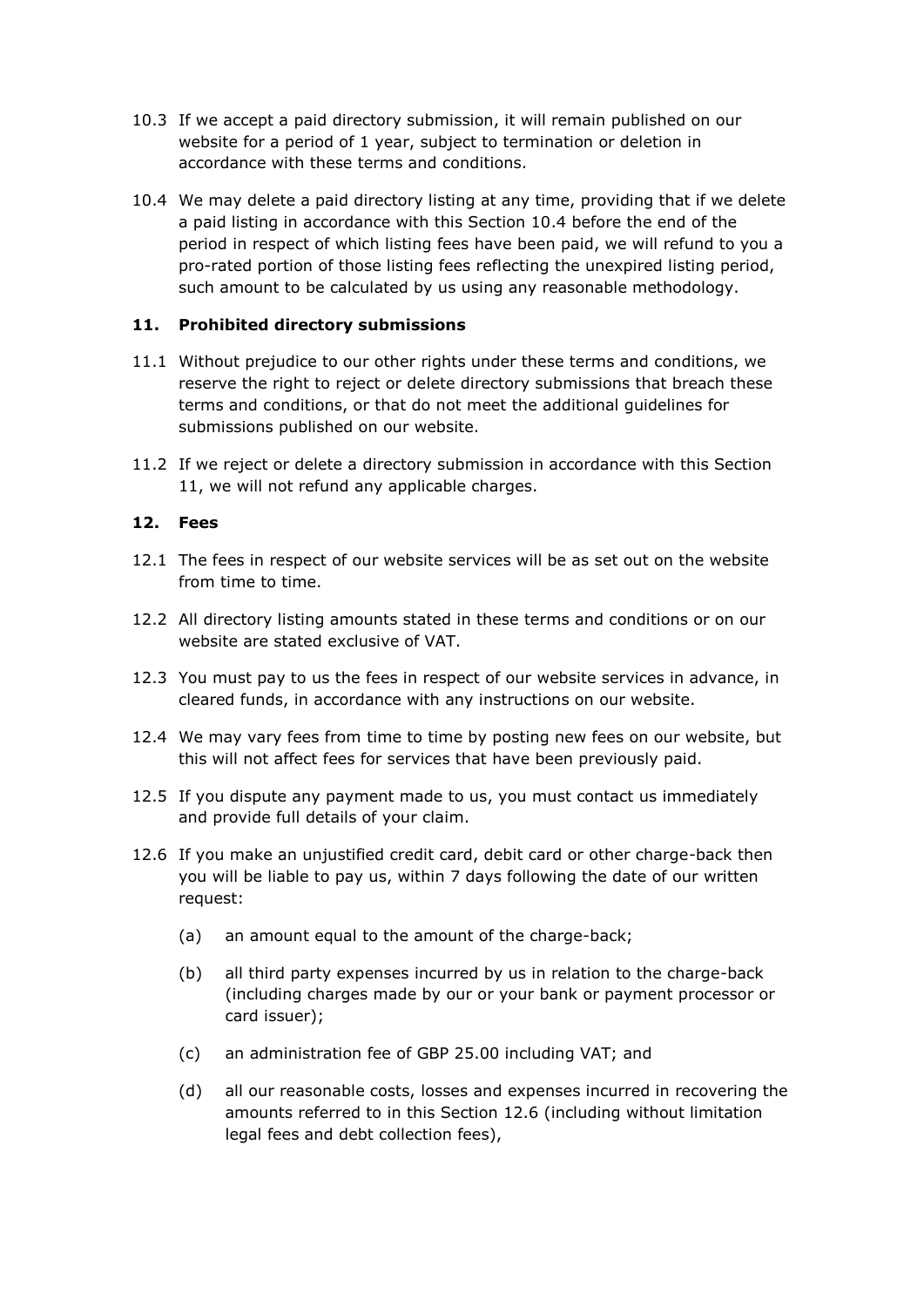10.3 If we accept a paid directory submission, it will remain published on our website for a period of 1 year, subject to termination or deletion in accordance with these terms and conditions.

10.4 We may delete a paid directory listing at any time, providing that if we delete a paid listing in accordance with this Section 10.4 before the end of the period in respect of which listing fees have been paid, we will refund to you a pro-rated portion of those listing fees reflecting the unexpired listing period, such amount to be calculated by us using any reasonable methodology.

### 11. Prohibited directory submissions

11.1 Without prejudice to our other rights under these terms and conditions, we reserve the right to reject or delete directory submissions that breach these terms and conditions, or that do not meet the additional guidelines for submissions published on our website.

11.2 If we reject or delete a directory submission in accordance with this Section 11, we will not refund any applicable charges.

### 12. Fees

12.1 The fees in respect of our website services will be as set out on the website from time to time.

12.2 All directory listing amounts stated in these terms and conditions or on our website are stated exclusive of VAT.

12.3 You must pay to us the fees in respect of our website services in advance, in cleared funds, in accordance with any instructions on our website.

12.4 We may vary fees from time to time by posting new fees on our website, but this will not affect fees for services that have been previously paid.

12.5 If you dispute any payment made to us, you must contact us immediately and provide full details of your claim.

12.6 If you make an unjustified credit card, debit card or other charge-back then you will be liable to pay us, within 7 days following the date of our written request:

- (a) an amount equal to the amount of the charge-back;
- (b) all third party expenses incurred by us in relation to the charge-back (including charges made by our or your bank or payment processor or card issuer);
- (c) an administration fee of GBP 25.00 including VAT; and
- (d) all our reasonable costs, losses and expenses incurred in recovering the amounts referred to in this Section 12.6 (including without limitation legal fees and debt collection fees),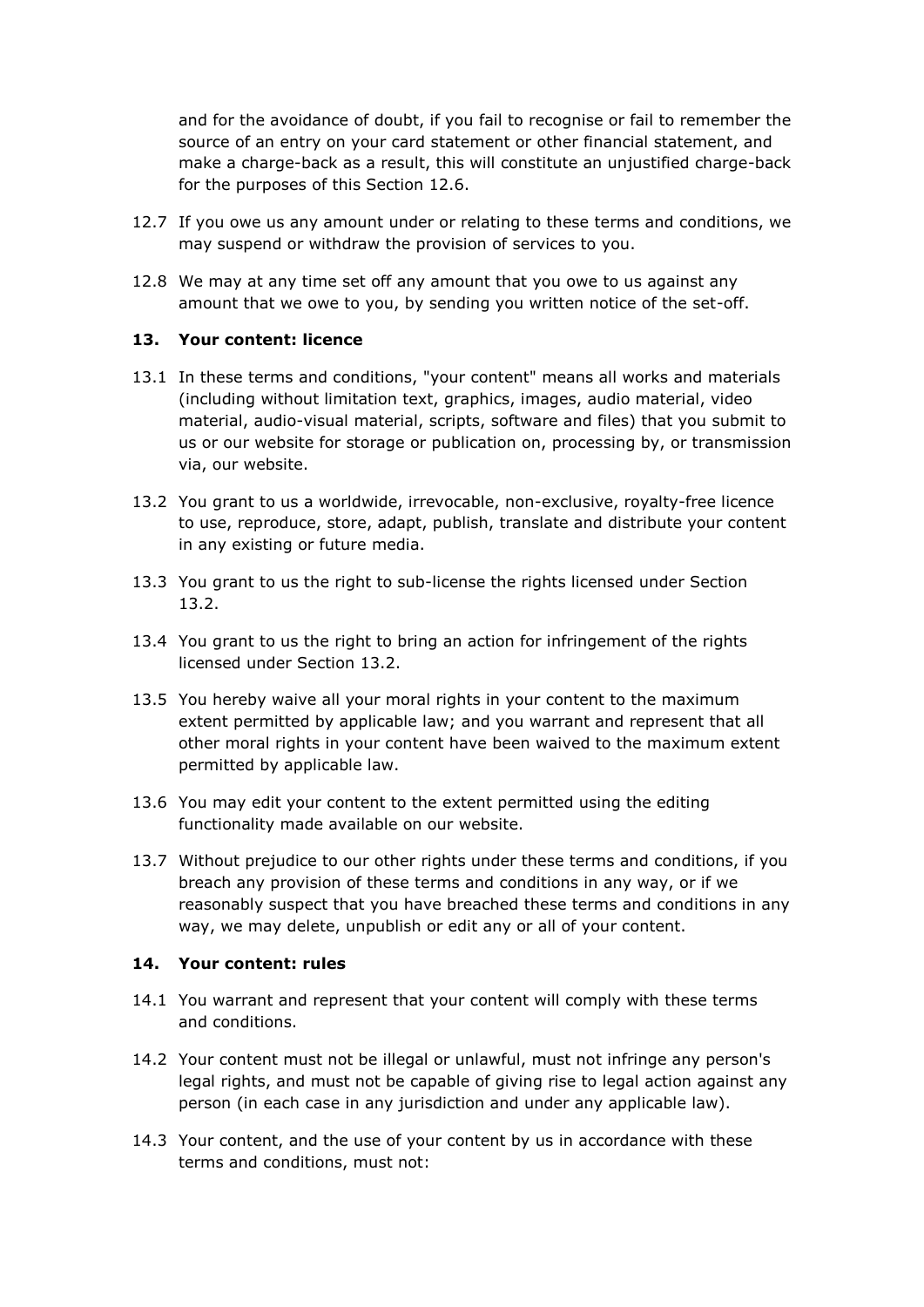and for the avoidance of doubt, if you fail to recognise or fail to remember the source of an entry on your card statement or other financial statement, and make a charge-back as a result, this will constitute an unjustified charge-back for the purposes of this Section 12.6.

12.7 If you owe us any amount under or relating to these terms and conditions, we may suspend or withdraw the provision of services to you.

12.8 We may at any time set off any amount that you owe to us against any amount that we owe to you, by sending you written notice of the set-off.

### 13. Your content: licence

13.1 In these terms and conditions, "your content" means all works and materials (including without limitation text, graphics, images, audio material, video material, audio-visual material, scripts, software and files) that you submit to us or our website for storage or publication on, processing by, or transmission via, our website.

13.2 You grant to us a worldwide, irrevocable, non-exclusive, royalty-free licence to use, reproduce, store, adapt, publish, translate and distribute your content in any existing or future media.

13.3 You grant to us the right to sub-license the rights licensed under Section 13.2.

13.4 You grant to us the right to bring an action for infringement of the rights licensed under Section 13.2.

13.5 You hereby waive all your moral rights in your content to the maximum extent permitted by applicable law; and you warrant and represent that all other moral rights in your content have been waived to the maximum extent permitted by applicable law.

13.6 You may edit your content to the extent permitted using the editing functionality made available on our website.

13.7 Without prejudice to our other rights under these terms and conditions, if you breach any provision of these terms and conditions in any way, or if we reasonably suspect that you have breached these terms and conditions in any way, we may delete, unpublish or edit any or all of your content.

### 14. Your content: rules

14.1 You warrant and represent that your content will comply with these terms and conditions.

14.2 Your content must not be illegal or unlawful, must not infringe any person's legal rights, and must not be capable of giving rise to legal action against any person (in each case in any jurisdiction and under any applicable law).

14.3 Your content, and the use of your content by us in accordance with these terms and conditions, must not: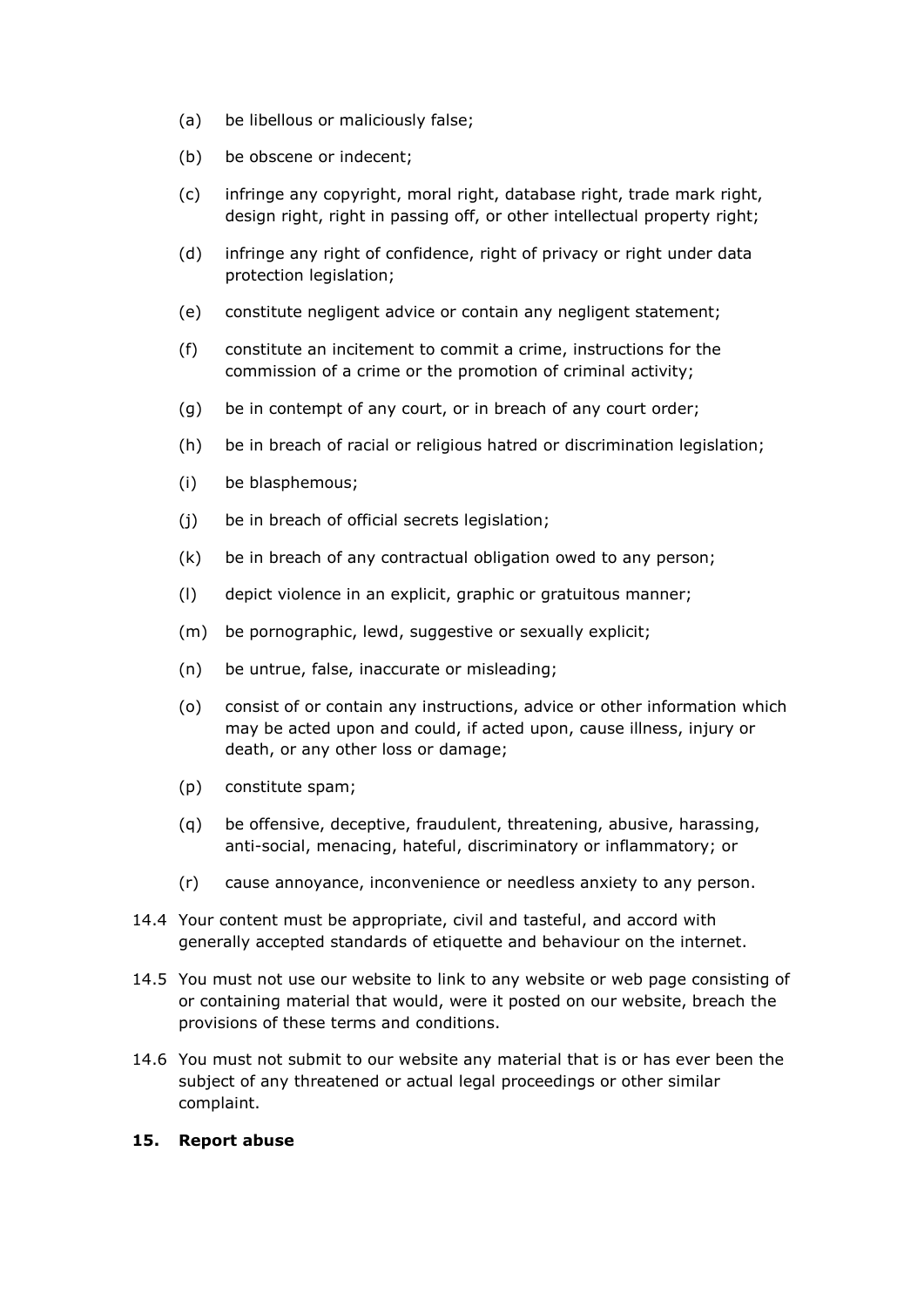(a) be libellous or maliciously false;

(b) be obscene or indecent;

(c) infringe any copyright, moral right, database right, trade mark right, design right, right in passing off, or other intellectual property right;

(d) infringe any right of confidence, right of privacy or right under data protection legislation;

(e) constitute negligent advice or contain any negligent statement;

(f) constitute an incitement to commit a crime, instructions for the commission of a crime or the promotion of criminal activity;

(g) be in contempt of any court, or in breach of any court order;

(h) be in breach of racial or religious hatred or discrimination legislation;

(i) be blasphemous;

(j) be in breach of official secrets legislation;

(k) be in breach of any contractual obligation owed to any person;

(l) depict violence in an explicit, graphic or gratuitous manner;

(m) be pornographic, lewd, suggestive or sexually explicit;

(n) be untrue, false, inaccurate or misleading;

(o) consist of or contain any instructions, advice or other information which may be acted upon and could, if acted upon, cause illness, injury or death, or any other loss or damage;

(p) constitute spam;

(q) be offensive, deceptive, fraudulent, threatening, abusive, harassing, anti-social, menacing, hateful, discriminatory or inflammatory; or

(r) cause annoyance, inconvenience or needless anxiety to any person.

14.4 Your content must be appropriate, civil and tasteful, and accord with generally accepted standards of etiquette and behaviour on the internet.

14.5 You must not use our website to link to any website or web page consisting of or containing material that would, were it posted on our website, breach the provisions of these terms and conditions.

14.6 You must not submit to our website any material that is or has ever been the subject of any threatened or actual legal proceedings or other similar complaint.

## 15. Report abuse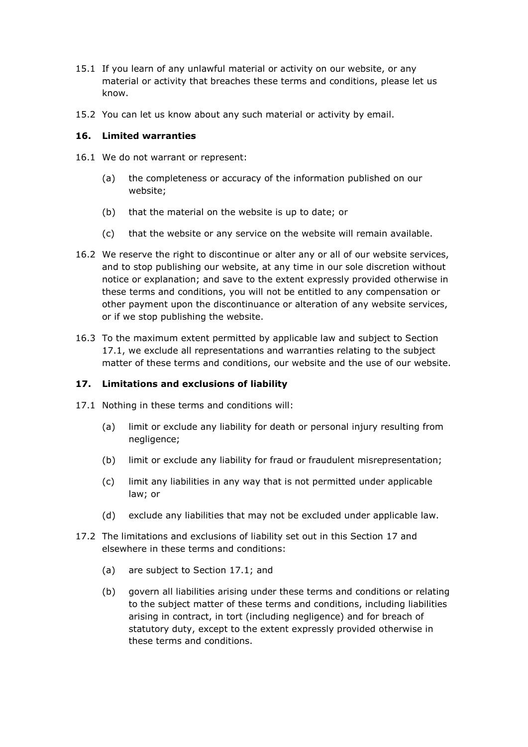15.1 If you learn of any unlawful material or activity on our website, or any material or activity that breaches these terms and conditions, please let us know.

15.2 You can let us know about any such material or activity by email.

## 16. Limited warranties

16.1 We do not warrant or represent:

(a) the completeness or accuracy of the information published on our website;

(b) that the material on the website is up to date; or

(c) that the website or any service on the website will remain available.

16.2 We reserve the right to discontinue or alter any or all of our website services, and to stop publishing our website, at any time in our sole discretion without notice or explanation; and save to the extent expressly provided otherwise in these terms and conditions, you will not be entitled to any compensation or other payment upon the discontinuance or alteration of any website services, or if we stop publishing the website.

16.3 To the maximum extent permitted by applicable law and subject to Section 17.1, we exclude all representations and warranties relating to the subject matter of these terms and conditions, our website and the use of our website.

## 17. Limitations and exclusions of liability

17.1 Nothing in these terms and conditions will:

(a) limit or exclude any liability for death or personal injury resulting from negligence;

(b) limit or exclude any liability for fraud or fraudulent misrepresentation;

(c) limit any liabilities in any way that is not permitted under applicable law; or

(d) exclude any liabilities that may not be excluded under applicable law.

17.2 The limitations and exclusions of liability set out in this Section 17 and elsewhere in these terms and conditions:

(a) are subject to Section 17.1; and

(b) govern all liabilities arising under these terms and conditions or relating to the subject matter of these terms and conditions, including liabilities arising in contract, in tort (including negligence) and for breach of statutory duty, except to the extent expressly provided otherwise in these terms and conditions.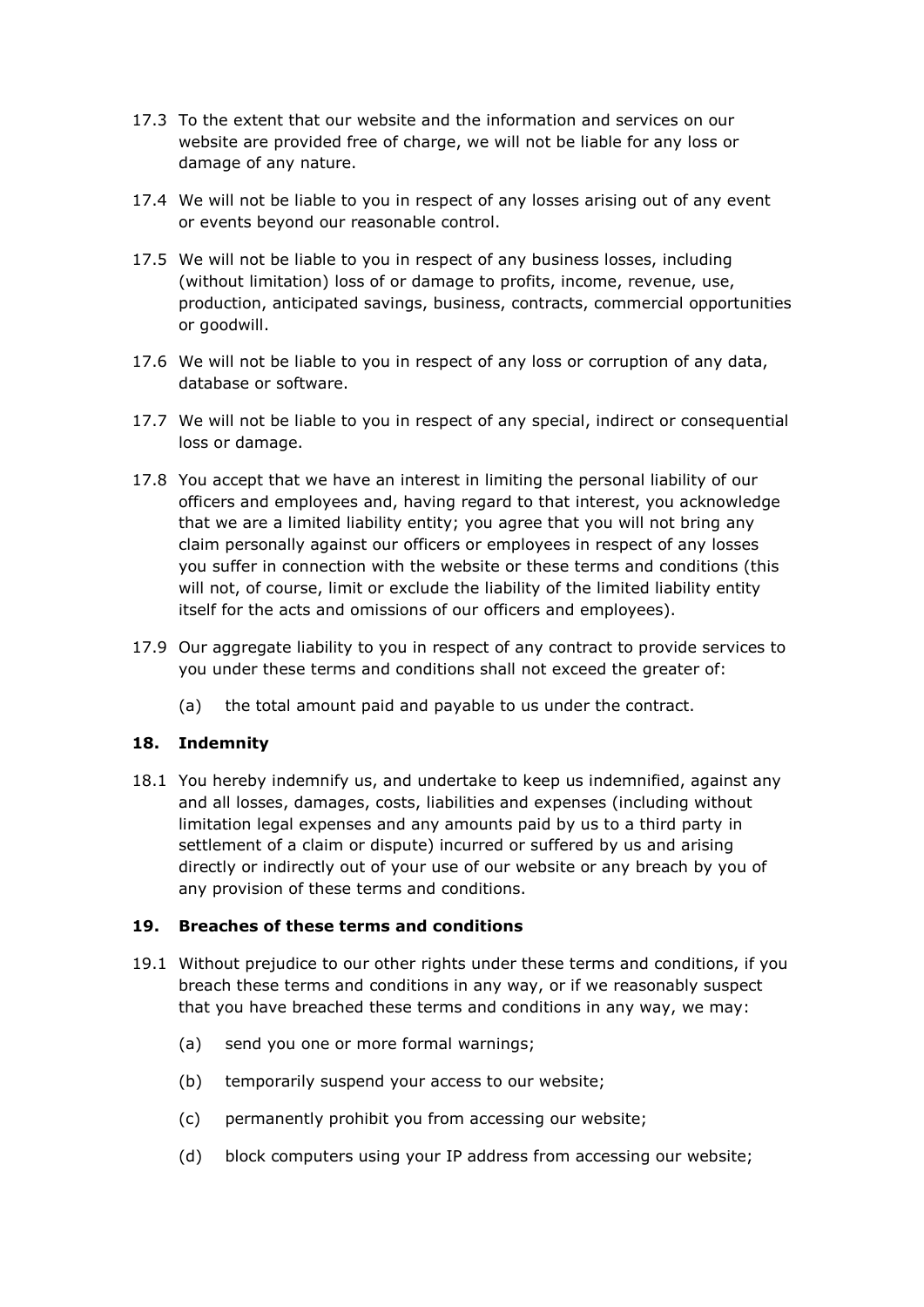17.3 To the extent that our website and the information and services on our website are provided free of charge, we will not be liable for any loss or damage of any nature.

17.4 We will not be liable to you in respect of any losses arising out of any event or events beyond our reasonable control.

17.5 We will not be liable to you in respect of any business losses, including (without limitation) loss of or damage to profits, income, revenue, use, production, anticipated savings, business, contracts, commercial opportunities or goodwill.

17.6 We will not be liable to you in respect of any loss or corruption of any data, database or software.

17.7 We will not be liable to you in respect of any special, indirect or consequential loss or damage.

17.8 You accept that we have an interest in limiting the personal liability of our officers and employees and, having regard to that interest, you acknowledge that we are a limited liability entity; you agree that you will not bring any claim personally against our officers or employees in respect of any losses you suffer in connection with the website or these terms and conditions (this will not, of course, limit or exclude the liability of the limited liability entity itself for the acts and omissions of our officers and employees).

17.9 Our aggregate liability to you in respect of any contract to provide services to you under these terms and conditions shall not exceed the greater of:

(a) the total amount paid and payable to us under the contract.

## 18. Indemnity

18.1 You hereby indemnify us, and undertake to keep us indemnified, against any and all losses, damages, costs, liabilities and expenses (including without limitation legal expenses and any amounts paid by us to a third party in settlement of a claim or dispute) incurred or suffered by us and arising directly or indirectly out of your use of our website or any breach by you of any provision of these terms and conditions.

## 19. Breaches of these terms and conditions

19.1 Without prejudice to our other rights under these terms and conditions, if you breach these terms and conditions in any way, or if we reasonably suspect that you have breached these terms and conditions in any way, we may:

(a) send you one or more formal warnings;

(b) temporarily suspend your access to our website;

(c) permanently prohibit you from accessing our website;

(d) block computers using your IP address from accessing our website;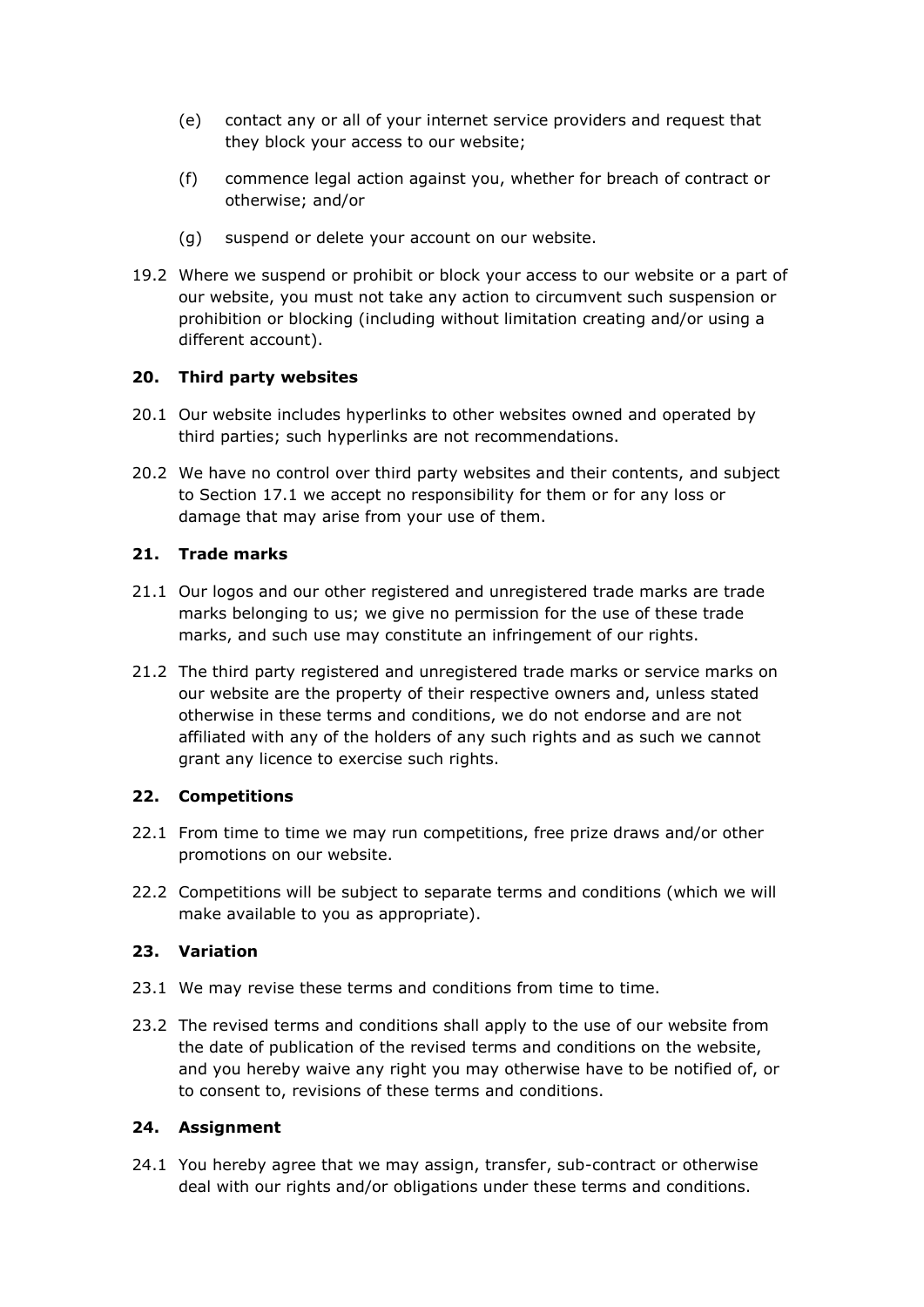(e) contact any or all of your internet service providers and request that they block your access to our website;

(f) commence legal action against you, whether for breach of contract or otherwise; and/or

(g) suspend or delete your account on our website.

19.2 Where we suspend or prohibit or block your access to our website or a part of our website, you must not take any action to circumvent such suspension or prohibition or blocking (including without limitation creating and/or using a different account).

## 20. Third party websites

20.1 Our website includes hyperlinks to other websites owned and operated by third parties; such hyperlinks are not recommendations.

20.2 We have no control over third party websites and their contents, and subject to Section 17.1 we accept no responsibility for them or for any loss or damage that may arise from your use of them.

## 21. Trade marks

21.1 Our logos and our other registered and unregistered trade marks are trade marks belonging to us; we give no permission for the use of these trade marks, and such use may constitute an infringement of our rights.

21.2 The third party registered and unregistered trade marks or service marks on our website are the property of their respective owners and, unless stated otherwise in these terms and conditions, we do not endorse and are not affiliated with any of the holders of any such rights and as such we cannot grant any licence to exercise such rights.

## 22. Competitions

22.1 From time to time we may run competitions, free prize draws and/or other promotions on our website.

22.2 Competitions will be subject to separate terms and conditions (which we will make available to you as appropriate).

## 23. Variation

23.1 We may revise these terms and conditions from time to time.

23.2 The revised terms and conditions shall apply to the use of our website from the date of publication of the revised terms and conditions on the website, and you hereby waive any right you may otherwise have to be notified of, or to consent to, revisions of these terms and conditions.

## 24. Assignment

24.1 You hereby agree that we may assign, transfer, sub-contract or otherwise deal with our rights and/or obligations under these terms and conditions.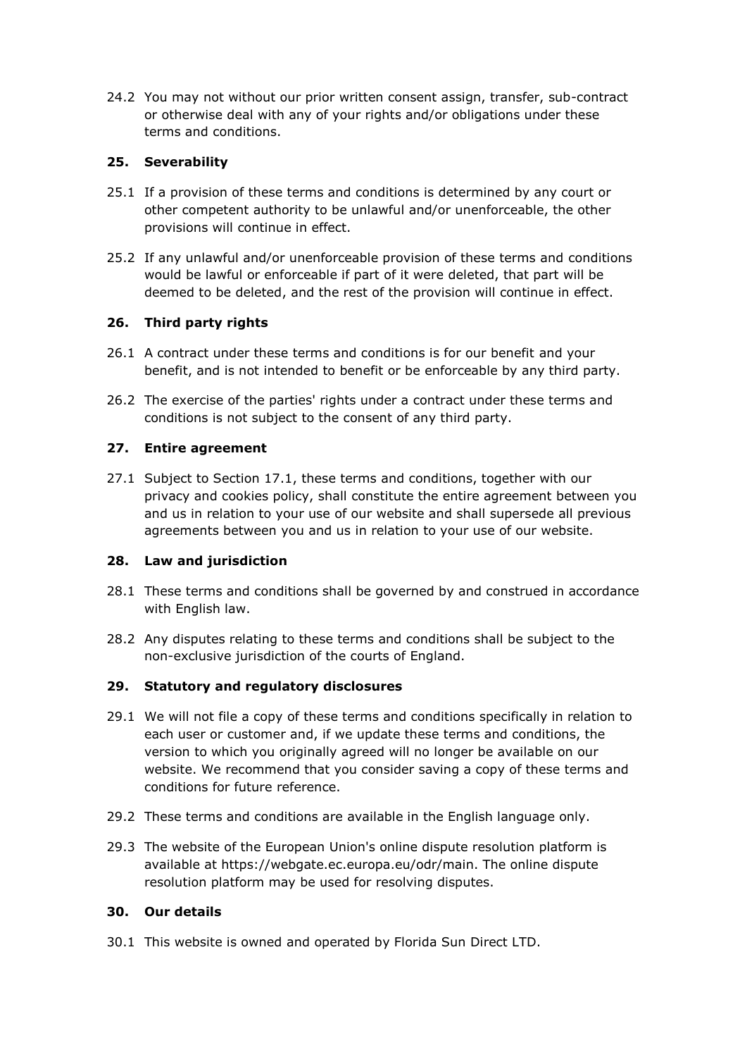24.2 You may not without our prior written consent assign, transfer, sub-contract or otherwise deal with any of your rights and/or obligations under these terms and conditions.

## 25. Severability

25.1 If a provision of these terms and conditions is determined by any court or other competent authority to be unlawful and/or unenforceable, the other provisions will continue in effect.

25.2 If any unlawful and/or unenforceable provision of these terms and conditions would be lawful or enforceable if part of it were deleted, that part will be deemed to be deleted, and the rest of the provision will continue in effect.

## 26. Third party rights

26.1 A contract under these terms and conditions is for our benefit and your benefit, and is not intended to benefit or be enforceable by any third party.

26.2 The exercise of the parties' rights under a contract under these terms and conditions is not subject to the consent of any third party.

## 27. Entire agreement

27.1 Subject to Section 17.1, these terms and conditions, together with our privacy and cookies policy, shall constitute the entire agreement between you and us in relation to your use of our website and shall supersede all previous agreements between you and us in relation to your use of our website.

## 28. Law and jurisdiction

28.1 These terms and conditions shall be governed by and construed in accordance with English law.

28.2 Any disputes relating to these terms and conditions shall be subject to the non-exclusive jurisdiction of the courts of England.

## 29. Statutory and regulatory disclosures

29.1 We will not file a copy of these terms and conditions specifically in relation to each user or customer and, if we update these terms and conditions, the version to which you originally agreed will no longer be available on our website. We recommend that you consider saving a copy of these terms and conditions for future reference.

29.2 These terms and conditions are available in the English language only.

29.3 The website of the European Union's online dispute resolution platform is available at https://webgate.ec.europa.eu/odr/main. The online dispute resolution platform may be used for resolving disputes.

## 30. Our details

30.1 This website is owned and operated by Florida Sun Direct LTD.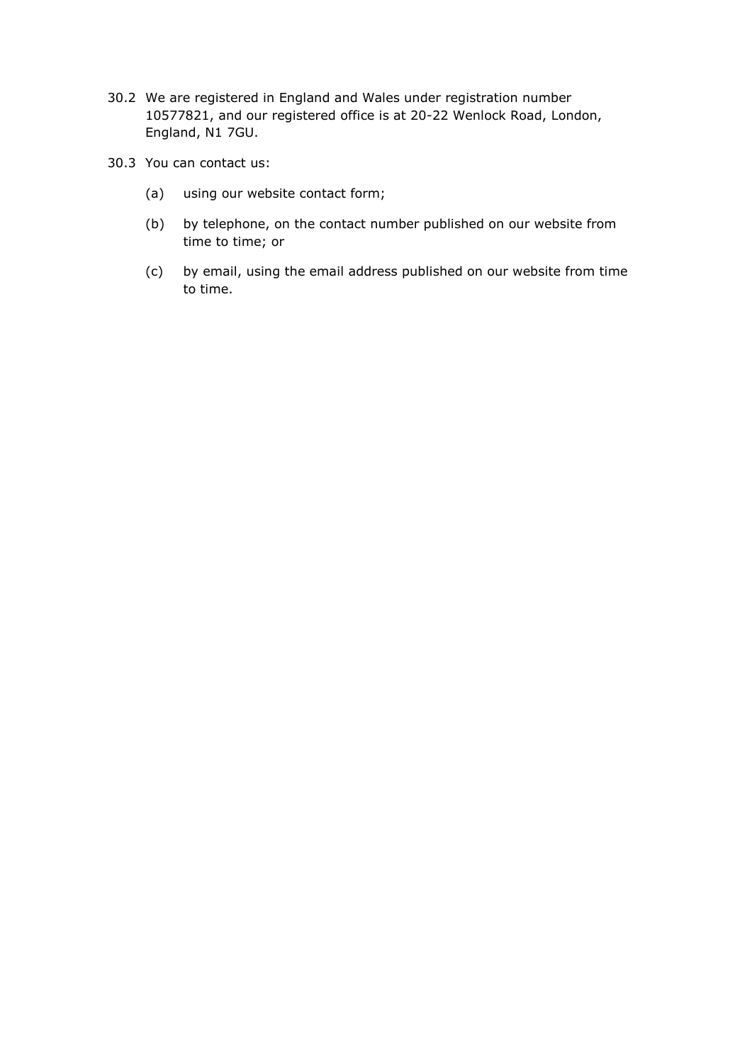30.2 We are registered in England and Wales under registration number 10577821, and our registered office is at 20-22 Wenlock Road, London, England, N1 7GU.

30.3 You can contact us:

(a) using our website contact form;

(b) by telephone, on the contact number published on our website from time to time; or

(c) by email, using the email address published on our website from time to time.